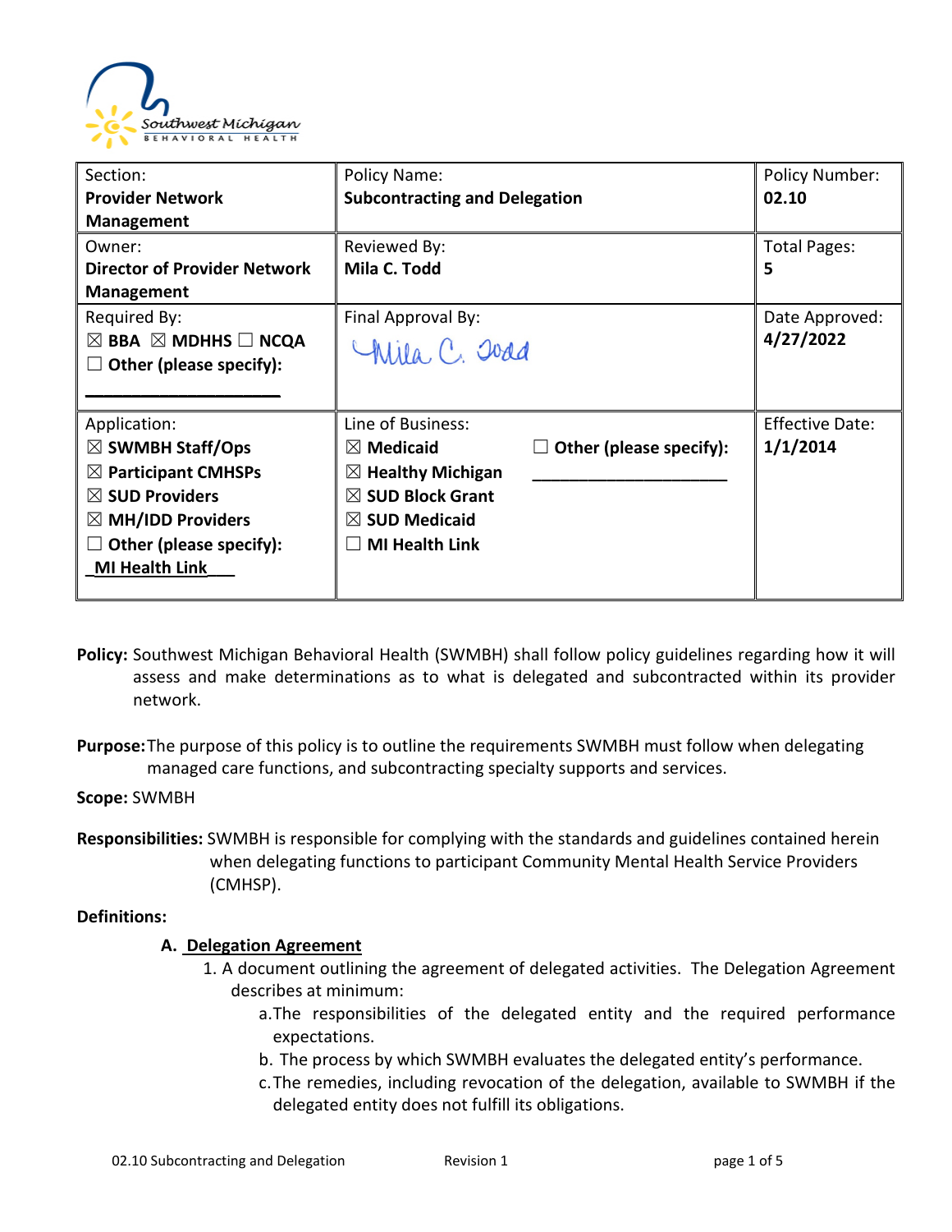| Section: **Provider Network Management** | Policy Name: **Subcontracting and Delegation** | | Policy Number: **02.10** |
|---|---|---|---|
| Owner: **Director of Provider Network Management** | Reviewed By: **Mila C. Todd** | | Total Pages: **5** |
| Required By: ☒ **BBA** ☒ **MDHHS** ☐ **NCQA** ☐ **Other (please specify):** ______________________ | Final Approval By: Mila C. Todd | | Date Approved: **4/27/2022** |
| Application: ☒ **SWMBH Staff/Ops** ☒ **Participant CMHSPs** ☒ **SUD Providers** ☒ **MH/IDD Providers** ☐ **Other (please specify):** **MI Health Link** | Line of Business: ☒ **Medicaid** ☒ **Healthy Michigan** ☒ **SUD Block Grant** ☒ **SUD Medicaid** ☐ **MI Health Link** | ☐ **Other (please specify):** ______________________ | Effective Date: **1/1/2014** |

**Policy:** Southwest Michigan Behavioral Health (SWMBH) shall follow policy guidelines regarding how it will assess and make determinations as to what is delegated and subcontracted within its provider network.

**Purpose:** The purpose of this policy is to outline the requirements SWMBH must follow when delegating managed care functions, and subcontracting specialty supports and services.

**Scope:** SWMBH

**Responsibilities:** SWMBH is responsible for complying with the standards and guidelines contained herein when delegating functions to participant Community Mental Health Service Providers (CMHSP).

**Definitions:**

A. **Delegation Agreement**
   1. A document outlining the agreement of delegated activities. The Delegation Agreement describes at minimum:
      a. The responsibilities of the delegated entity and the required performance expectations.
      b. The process by which SWMBH evaluates the delegated entity's performance.
      c. The remedies, including revocation of the delegation, available to SWMBH if the delegated entity does not fulfill its obligations.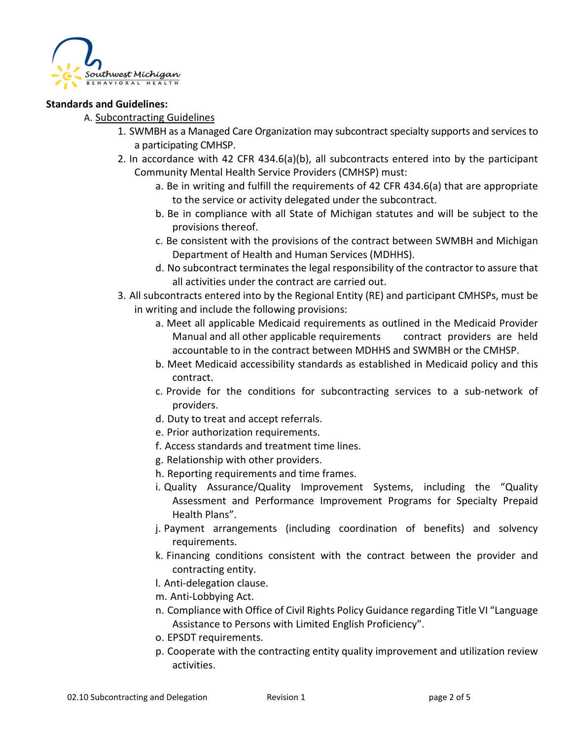**Standards and Guidelines:**

A. Subcontracting Guidelines

1. SWMBH as a Managed Care Organization may subcontract specialty supports and services to a participating CMHSP.
2. In accordance with 42 CFR 434.6(a)(b), all subcontracts entered into by the participant Community Mental Health Service Providers (CMHSP) must:
   a. Be in writing and fulfill the requirements of 42 CFR 434.6(a) that are appropriate to the service or activity delegated under the subcontract.
   b. Be in compliance with all State of Michigan statutes and will be subject to the provisions thereof.
   c. Be consistent with the provisions of the contract between SWMBH and Michigan Department of Health and Human Services (MDHHS).
   d. No subcontract terminates the legal responsibility of the contractor to assure that all activities under the contract are carried out.
3. All subcontracts entered into by the Regional Entity (RE) and participant CMHSPs, must be in writing and include the following provisions:
   a. Meet all applicable Medicaid requirements as outlined in the Medicaid Provider Manual and all other applicable requirements contract providers are held accountable to in the contract between MDHHS and SWMBH or the CMHSP.
   b. Meet Medicaid accessibility standards as established in Medicaid policy and this contract.
   c. Provide for the conditions for subcontracting services to a sub-network of providers.
   d. Duty to treat and accept referrals.
   e. Prior authorization requirements.
   f. Access standards and treatment time lines.
   g. Relationship with other providers.
   h. Reporting requirements and time frames.
   i. Quality Assurance/Quality Improvement Systems, including the "Quality Assessment and Performance Improvement Programs for Specialty Prepaid Health Plans".
   j. Payment arrangements (including coordination of benefits) and solvency requirements.
   k. Financing conditions consistent with the contract between the provider and contracting entity.
   l. Anti-delegation clause.
   m. Anti-Lobbying Act.
   n. Compliance with Office of Civil Rights Policy Guidance regarding Title VI "Language Assistance to Persons with Limited English Proficiency".
   o. EPSDT requirements.
   p. Cooperate with the contracting entity quality improvement and utilization review activities.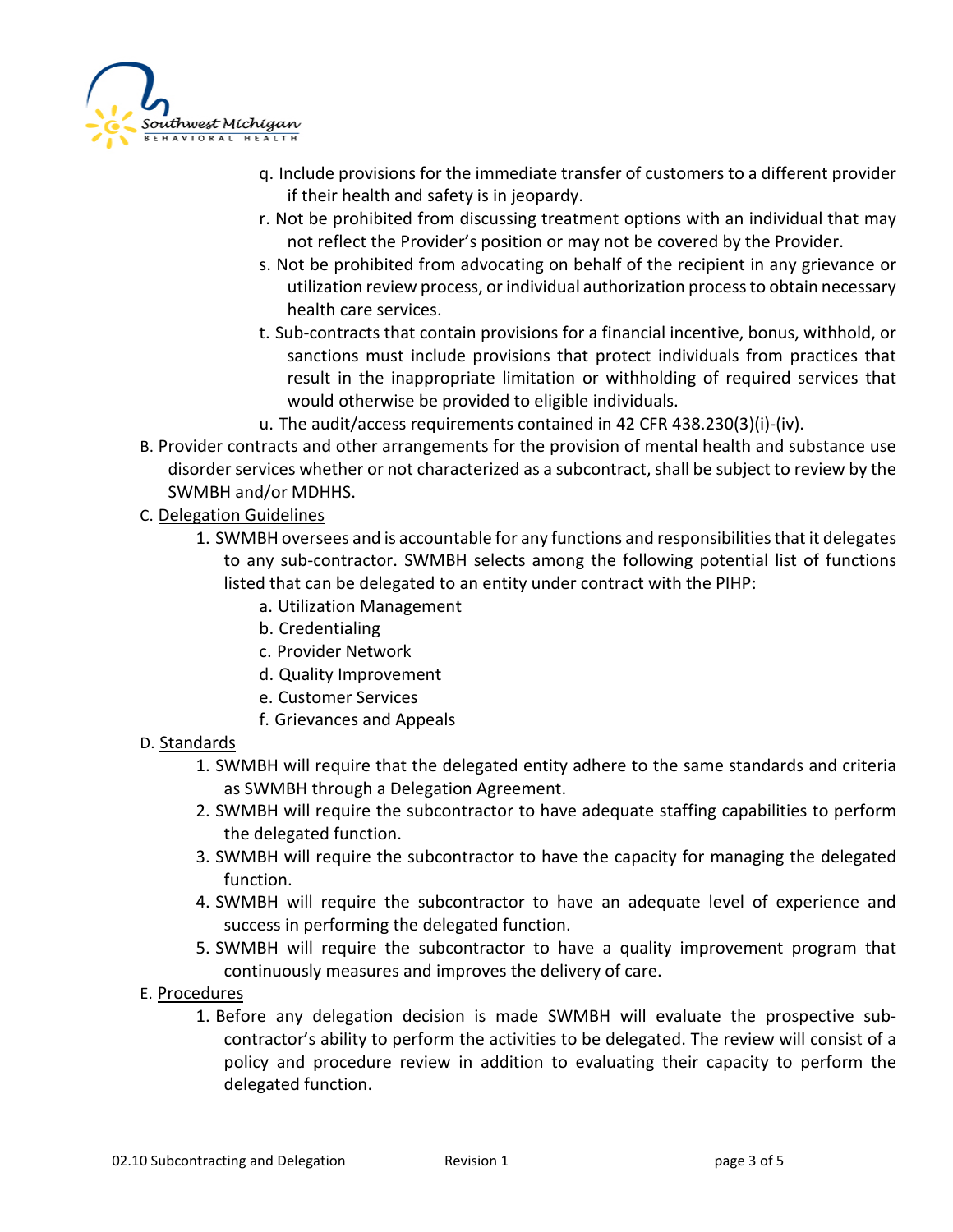q. Include provisions for the immediate transfer of customers to a different provider if their health and safety is in jeopardy.

r. Not be prohibited from discussing treatment options with an individual that may not reflect the Provider's position or may not be covered by the Provider.

s. Not be prohibited from advocating on behalf of the recipient in any grievance or utilization review process, or individual authorization process to obtain necessary health care services.

t. Sub-contracts that contain provisions for a financial incentive, bonus, withhold, or sanctions must include provisions that protect individuals from practices that result in the inappropriate limitation or withholding of required services that would otherwise be provided to eligible individuals.

u. The audit/access requirements contained in 42 CFR 438.230(3)(i)-(iv).

B. Provider contracts and other arrangements for the provision of mental health and substance use disorder services whether or not characterized as a subcontract, shall be subject to review by the SWMBH and/or MDHHS.

C. <u>Delegation Guidelines</u>

1. SWMBH oversees and is accountable for any functions and responsibilities that it delegates to any sub-contractor. SWMBH selects among the following potential list of functions listed that can be delegated to an entity under contract with the PIHP:
    - a. Utilization Management
    - b. Credentialing
    - c. Provider Network
    - d. Quality Improvement
    - e. Customer Services
    - f. Grievances and Appeals

D. <u>Standards</u>

1. SWMBH will require that the delegated entity adhere to the same standards and criteria as SWMBH through a Delegation Agreement.
2. SWMBH will require the subcontractor to have adequate staffing capabilities to perform the delegated function.
3. SWMBH will require the subcontractor to have the capacity for managing the delegated function.
4. SWMBH will require the subcontractor to have an adequate level of experience and success in performing the delegated function.
5. SWMBH will require the subcontractor to have a quality improvement program that continuously measures and improves the delivery of care.

E. <u>Procedures</u>

1. Before any delegation decision is made SWMBH will evaluate the prospective sub-contractor's ability to perform the activities to be delegated. The review will consist of a policy and procedure review in addition to evaluating their capacity to perform the delegated function.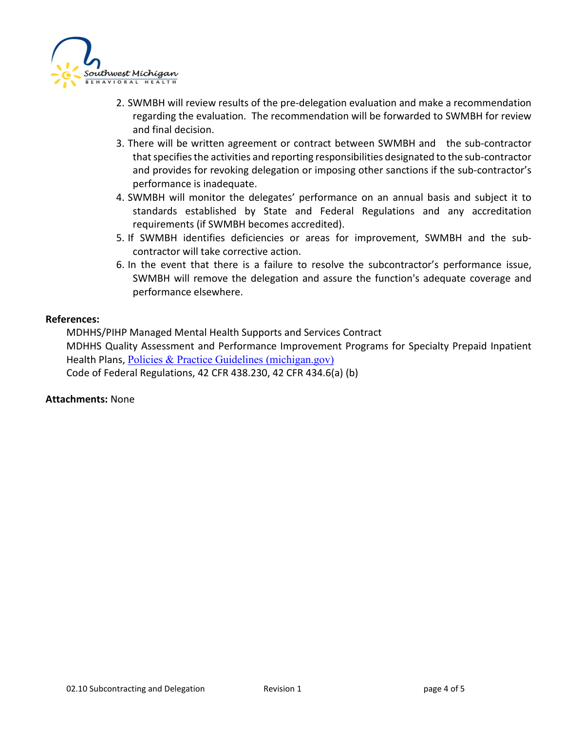2. SWMBH will review results of the pre-delegation evaluation and make a recommendation regarding the evaluation. The recommendation will be forwarded to SWMBH for review and final decision.
3. There will be written agreement or contract between SWMBH and the sub-contractor that specifies the activities and reporting responsibilities designated to the sub-contractor and provides for revoking delegation or imposing other sanctions if the sub-contractor's performance is inadequate.
4. SWMBH will monitor the delegates' performance on an annual basis and subject it to standards established by State and Federal Regulations and any accreditation requirements (if SWMBH becomes accredited).
5. If SWMBH identifies deficiencies or areas for improvement, SWMBH and the sub-contractor will take corrective action.
6. In the event that there is a failure to resolve the subcontractor's performance issue, SWMBH will remove the delegation and assure the function's adequate coverage and performance elsewhere.

**References:**

MDHHS/PIHP Managed Mental Health Supports and Services Contract

MDHHS Quality Assessment and Performance Improvement Programs for Specialty Prepaid Inpatient Health Plans, Policies & Practice Guidelines (michigan.gov)

Code of Federal Regulations, 42 CFR 438.230, 42 CFR 434.6(a) (b)

**Attachments:** None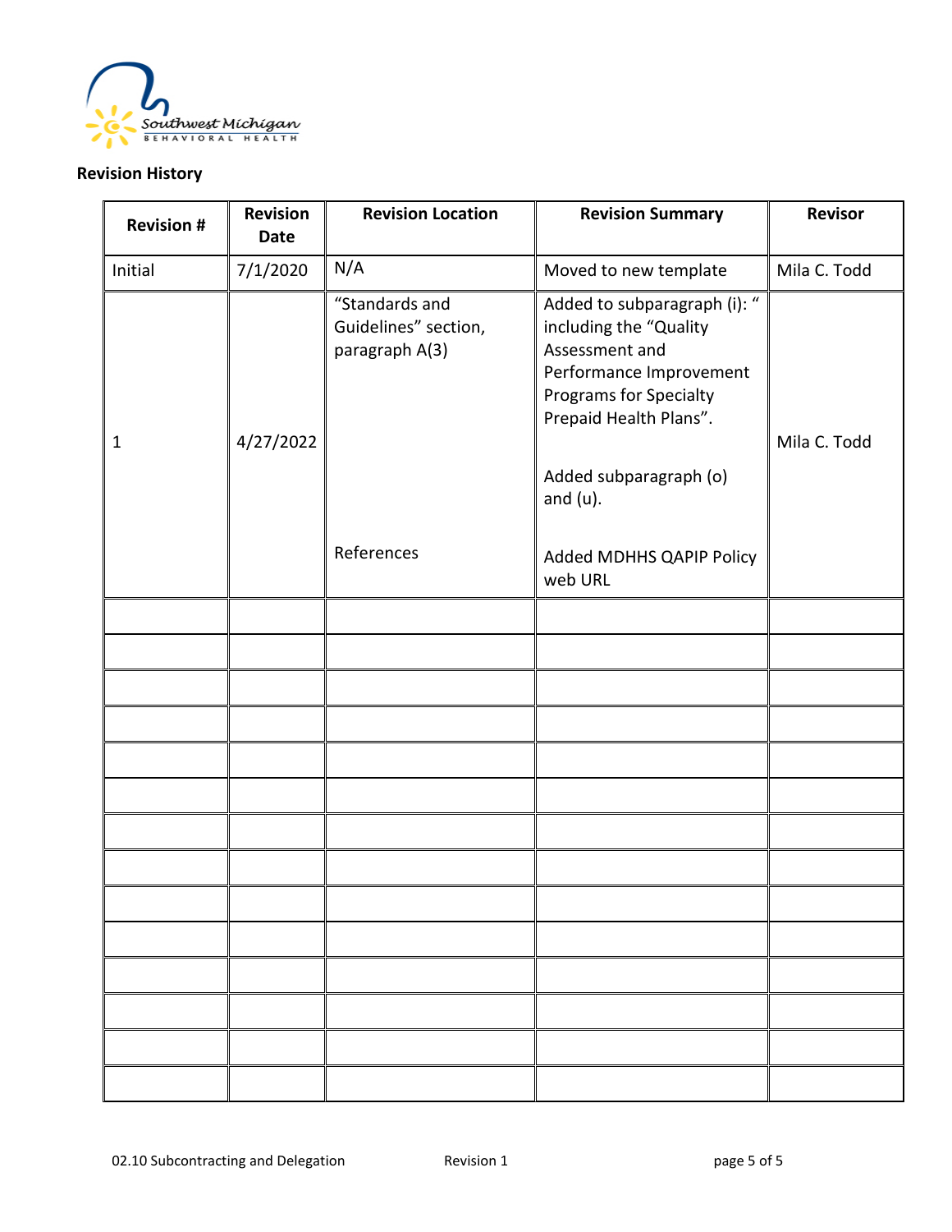**Revision History**

| Revision # | Revision Date | Revision Location | Revision Summary | Revisor |
|---|---|---|---|---|
| Initial | 7/1/2020 | N/A | Moved to new template | Mila C. Todd |
| 1 | 4/27/2022 | "Standards and Guidelines" section, paragraph A(3)<br><br>References | Added to subparagraph (i): " including the "Quality Assessment and Performance Improvement Programs for Specialty Prepaid Health Plans".<br><br>Added subparagraph (o) and (u).<br><br>Added MDHHS QAPIP Policy web URL | Mila C. Todd |
| | | | | |
| | | | | |
| | | | | |
| | | | | |
| | | | | |
| | | | | |
| | | | | |
| | | | | |
| | | | | |
| | | | | |
| | | | | |
| | | | | |
| | | | | |
| | | | | |